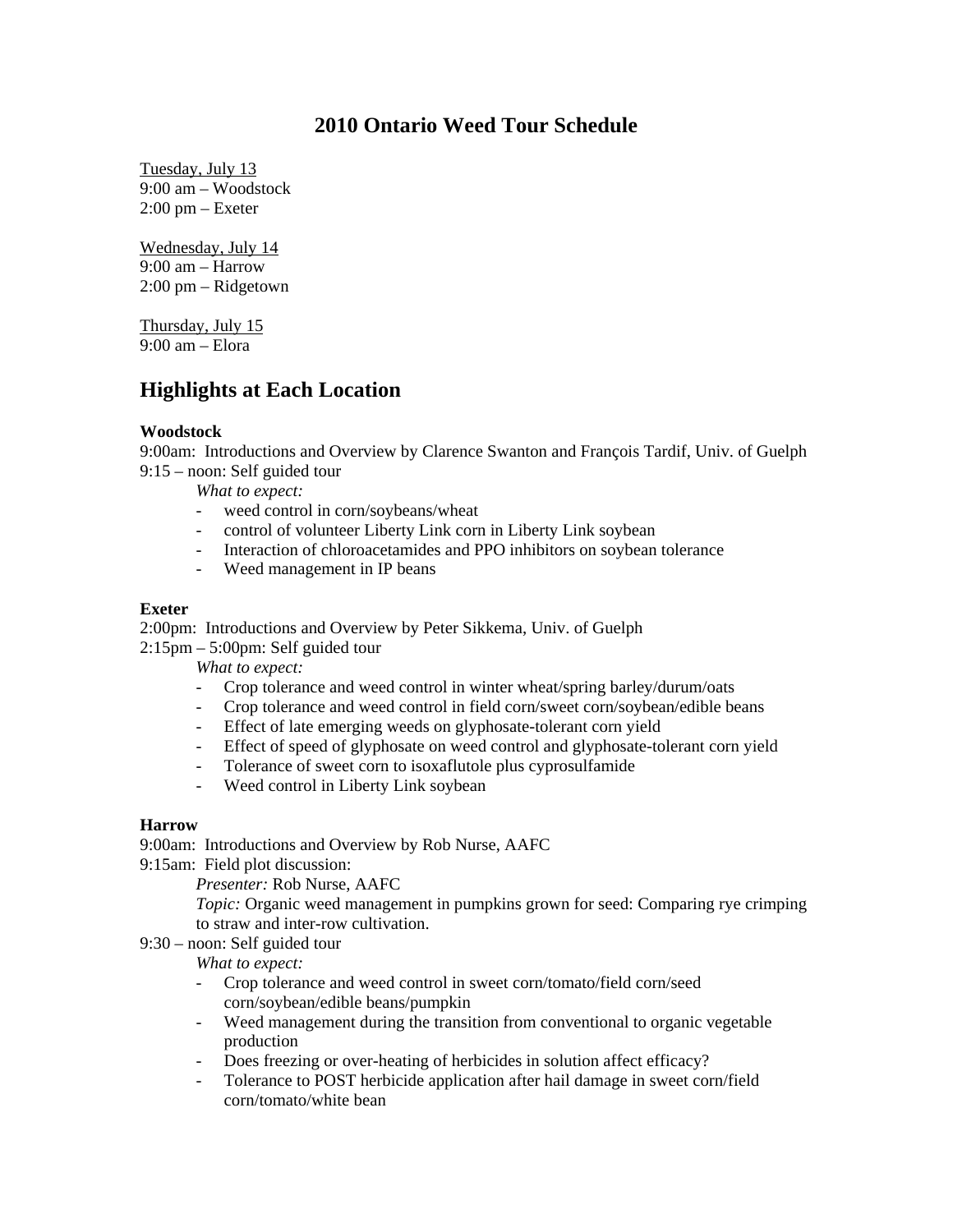# 2010 Ontario Weed Tour Schedule

Tuesday, July 13
9:00 am – Woodstock
2:00 pm – Exeter

Wednesday, July 14
9:00 am – Harrow
2:00 pm – Ridgetown

Thursday, July 15
9:00 am – Elora

## Highlights at Each Location

**Woodstock**
9:00am: Introductions and Overview by Clarence Swanton and François Tardif, Univ. of Guelph
9:15 – noon: Self guided tour

*What to expect:*

- weed control in corn/soybeans/wheat
- control of volunteer Liberty Link corn in Liberty Link soybean
- Interaction of chloroacetamides and PPO inhibitors on soybean tolerance
- Weed management in IP beans

**Exeter**
2:00pm: Introductions and Overview by Peter Sikkema, Univ. of Guelph
2:15pm – 5:00pm: Self guided tour

*What to expect:*

- Crop tolerance and weed control in winter wheat/spring barley/durum/oats
- Crop tolerance and weed control in field corn/sweet corn/soybean/edible beans
- Effect of late emerging weeds on glyphosate-tolerant corn yield
- Effect of speed of glyphosate on weed control and glyphosate-tolerant corn yield
- Tolerance of sweet corn to isoxaflutole plus cyprosulfamide
- Weed control in Liberty Link soybean

**Harrow**
9:00am: Introductions and Overview by Rob Nurse, AAFC
9:15am: Field plot discussion:

*Presenter:* Rob Nurse, AAFC
*Topic:* Organic weed management in pumpkins grown for seed: Comparing rye crimping to straw and inter-row cultivation.

9:30 – noon: Self guided tour

*What to expect:*

- Crop tolerance and weed control in sweet corn/tomato/field corn/seed corn/soybean/edible beans/pumpkin
- Weed management during the transition from conventional to organic vegetable production
- Does freezing or over-heating of herbicides in solution affect efficacy?
- Tolerance to POST herbicide application after hail damage in sweet corn/field corn/tomato/white bean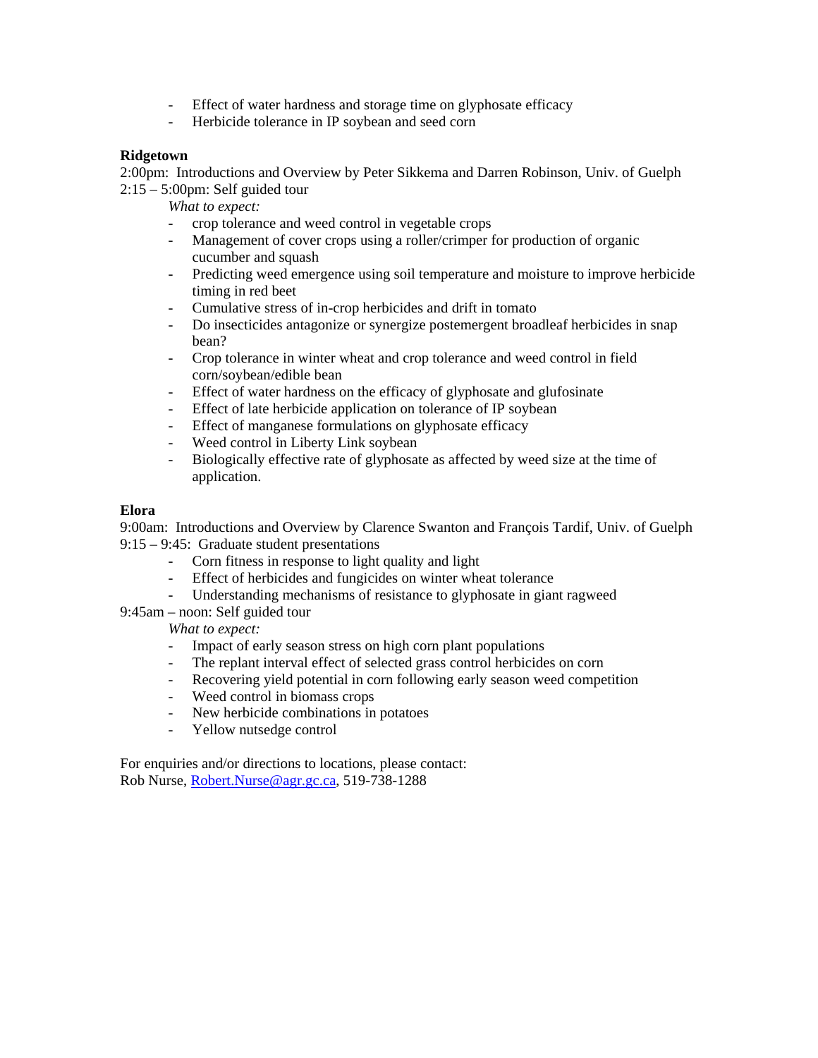- Effect of water hardness and storage time on glyphosate efficacy
- Herbicide tolerance in IP soybean and seed corn

**Ridgetown**

2:00pm: Introductions and Overview by Peter Sikkema and Darren Robinson, Univ. of Guelph

2:15 – 5:00pm: Self guided tour

*What to expect:*

- crop tolerance and weed control in vegetable crops
- Management of cover crops using a roller/crimper for production of organic cucumber and squash
- Predicting weed emergence using soil temperature and moisture to improve herbicide timing in red beet
- Cumulative stress of in-crop herbicides and drift in tomato
- Do insecticides antagonize or synergize postemergent broadleaf herbicides in snap bean?
- Crop tolerance in winter wheat and crop tolerance and weed control in field corn/soybean/edible bean
- Effect of water hardness on the efficacy of glyphosate and glufosinate
- Effect of late herbicide application on tolerance of IP soybean
- Effect of manganese formulations on glyphosate efficacy
- Weed control in Liberty Link soybean
- Biologically effective rate of glyphosate as affected by weed size at the time of application.

**Elora**

9:00am: Introductions and Overview by Clarence Swanton and François Tardif, Univ. of Guelph

9:15 – 9:45: Graduate student presentations

- Corn fitness in response to light quality and light
- Effect of herbicides and fungicides on winter wheat tolerance
- Understanding mechanisms of resistance to glyphosate in giant ragweed

9:45am – noon: Self guided tour

*What to expect:*

- Impact of early season stress on high corn plant populations
- The replant interval effect of selected grass control herbicides on corn
- Recovering yield potential in corn following early season weed competition
- Weed control in biomass crops
- New herbicide combinations in potatoes
- Yellow nutsedge control

For enquiries and/or directions to locations, please contact:
Rob Nurse, Robert.Nurse@agr.gc.ca, 519-738-1288